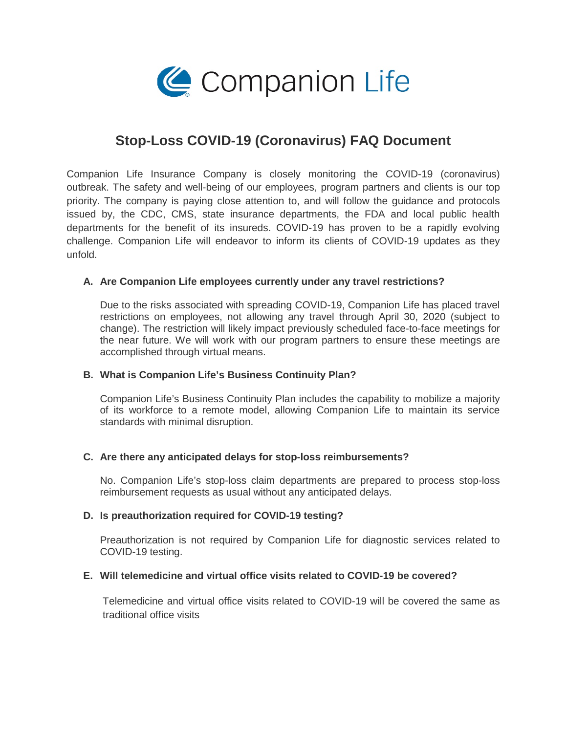Companion Life

# Stop-Loss COVID-19 (Coronavirus) FAQ Document

Companion Life Insurance Company is closely monitoring the COVID-19 (coronavirus) outbreak. The safety and well-being of our employees, program partners and clients is our top priority. The company is paying close attention to, and will follow the guidance and protocols issued by, the CDC, CMS, state insurance departments, the FDA and local public health departments for the benefit of its insureds. COVID-19 has proven to be a rapidly evolving challenge. Companion Life will endeavor to inform its clients of COVID-19 updates as they unfold.

**A. Are Companion Life employees currently under any travel restrictions?**

Due to the risks associated with spreading COVID-19, Companion Life has placed travel restrictions on employees, not allowing any travel through April 30, 2020 (subject to change). The restriction will likely impact previously scheduled face-to-face meetings for the near future. We will work with our program partners to ensure these meetings are accomplished through virtual means.

**B. What is Companion Life's Business Continuity Plan?**

Companion Life's Business Continuity Plan includes the capability to mobilize a majority of its workforce to a remote model, allowing Companion Life to maintain its service standards with minimal disruption.

**C. Are there any anticipated delays for stop-loss reimbursements?**

No. Companion Life's stop-loss claim departments are prepared to process stop-loss reimbursement requests as usual without any anticipated delays.

**D. Is preauthorization required for COVID-19 testing?**

Preauthorization is not required by Companion Life for diagnostic services related to COVID-19 testing.

**E. Will telemedicine and virtual office visits related to COVID-19 be covered?**

Telemedicine and virtual office visits related to COVID-19 will be covered the same as traditional office visits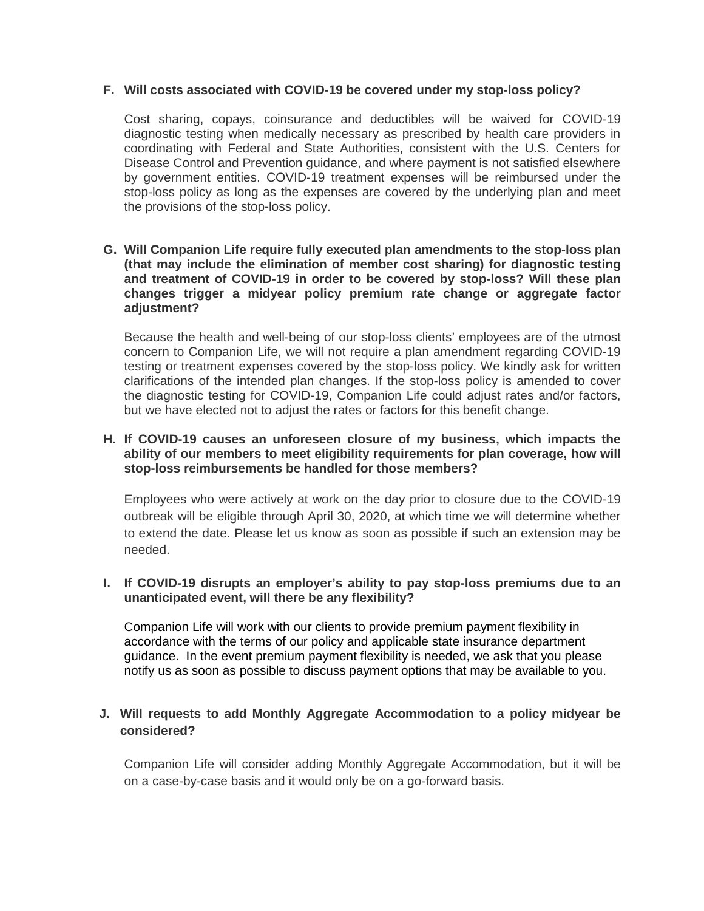**F. Will costs associated with COVID-19 be covered under my stop-loss policy?**

Cost sharing, copays, coinsurance and deductibles will be waived for COVID-19 diagnostic testing when medically necessary as prescribed by health care providers in coordinating with Federal and State Authorities, consistent with the U.S. Centers for Disease Control and Prevention guidance, and where payment is not satisfied elsewhere by government entities. COVID-19 treatment expenses will be reimbursed under the stop-loss policy as long as the expenses are covered by the underlying plan and meet the provisions of the stop-loss policy.

**G. Will Companion Life require fully executed plan amendments to the stop-loss plan (that may include the elimination of member cost sharing) for diagnostic testing and treatment of COVID-19 in order to be covered by stop-loss? Will these plan changes trigger a midyear policy premium rate change or aggregate factor adjustment?**

Because the health and well-being of our stop-loss clients' employees are of the utmost concern to Companion Life, we will not require a plan amendment regarding COVID-19 testing or treatment expenses covered by the stop-loss policy. We kindly ask for written clarifications of the intended plan changes. If the stop-loss policy is amended to cover the diagnostic testing for COVID-19, Companion Life could adjust rates and/or factors, but we have elected not to adjust the rates or factors for this benefit change.

**H. If COVID-19 causes an unforeseen closure of my business, which impacts the ability of our members to meet eligibility requirements for plan coverage, how will stop-loss reimbursements be handled for those members?**

Employees who were actively at work on the day prior to closure due to the COVID-19 outbreak will be eligible through April 30, 2020, at which time we will determine whether to extend the date. Please let us know as soon as possible if such an extension may be needed.

**I. If COVID-19 disrupts an employer's ability to pay stop-loss premiums due to an unanticipated event, will there be any flexibility?**

Companion Life will work with our clients to provide premium payment flexibility in accordance with the terms of our policy and applicable state insurance department guidance. In the event premium payment flexibility is needed, we ask that you please notify us as soon as possible to discuss payment options that may be available to you.

**J. Will requests to add Monthly Aggregate Accommodation to a policy midyear be considered?**

Companion Life will consider adding Monthly Aggregate Accommodation, but it will be on a case-by-case basis and it would only be on a go-forward basis.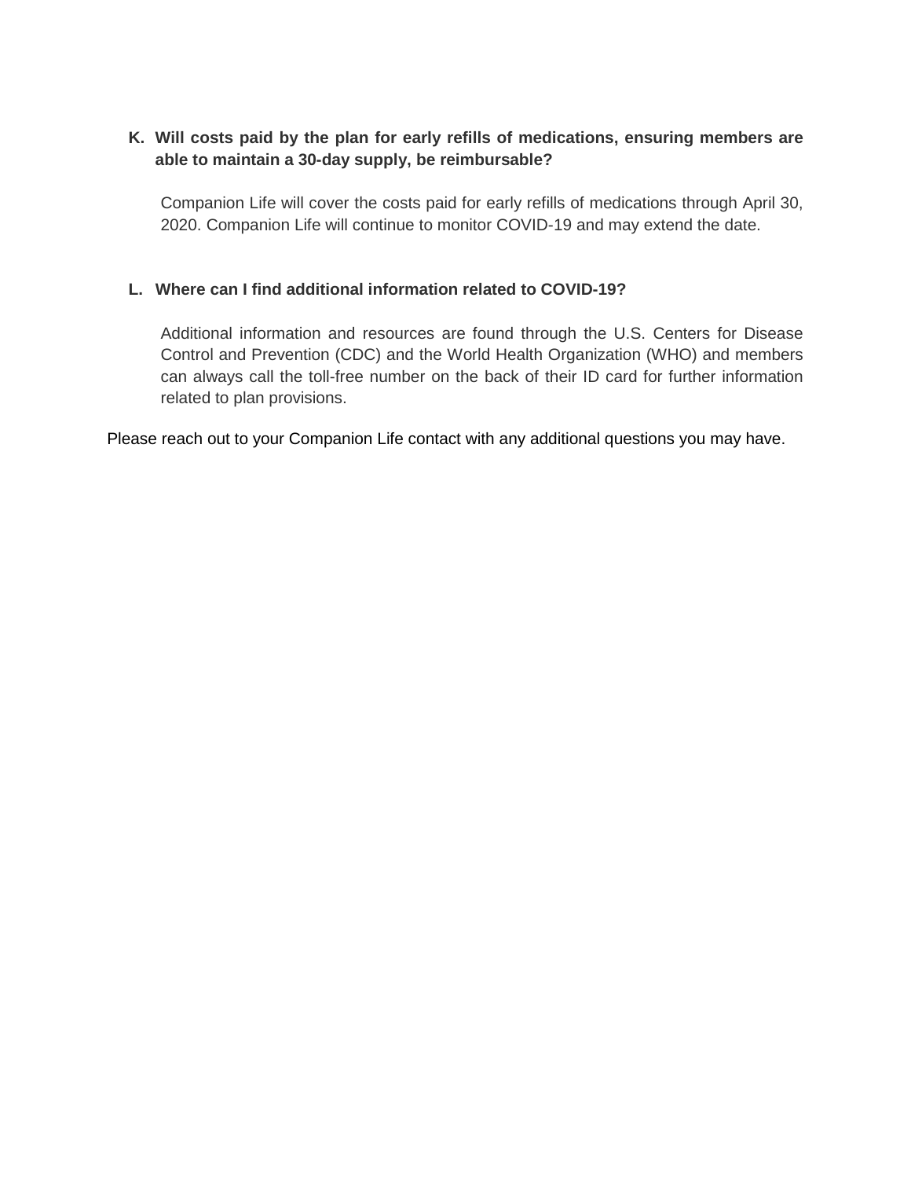**K. Will costs paid by the plan for early refills of medications, ensuring members are able to maintain a 30-day supply, be reimbursable?**

Companion Life will cover the costs paid for early refills of medications through April 30, 2020. Companion Life will continue to monitor COVID-19 and may extend the date.

**L. Where can I find additional information related to COVID-19?**

Additional information and resources are found through the U.S. Centers for Disease Control and Prevention (CDC) and the World Health Organization (WHO) and members can always call the toll-free number on the back of their ID card for further information related to plan provisions.

Please reach out to your Companion Life contact with any additional questions you may have.